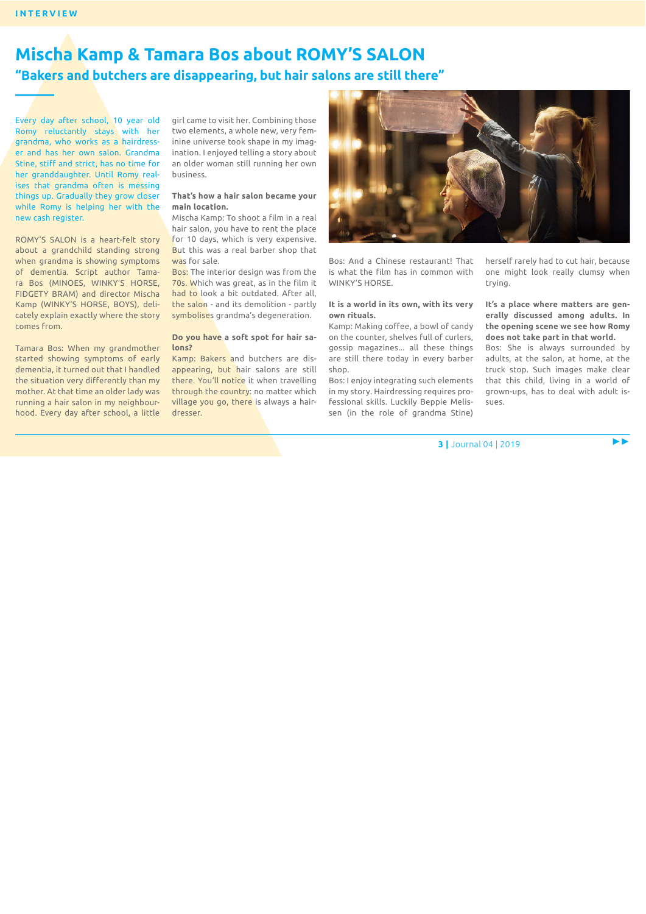# Mischa Kamp & Tamara Bos about ROMY'S SALON

## "Bakers and butchers are disappearing, but hair salons are still there"

Every day after school, 10 year old Romy reluctantly stays with her grandma, who works as a hairdresser and has her own salon. Grandma Stine, stiff and strict, has no time for her granddaughter. Until Romy realises that grandma often is messing things up. Gradually they grow closer while Romy is helping her with the new cash register.

ROMY'S SALON is a heart-felt story about a grandchild standing strong when grandma is showing symptoms of dementia. Script author Tamara Bos (MINOES, WINKY'S HORSE, FIDGETY BRAM) and director Mischa Kamp (WINKY'S HORSE, BOYS), delicately explain exactly where the story comes from.

Tamara Bos: When my grandmother started showing symptoms of early dementia, it turned out that I handled the situation very differently than my mother. At that time an older lady was running a hair salon in my neighbourhood. Every day after school, a little girl came to visit her. Combining those two elements, a whole new, very feminine universe took shape in my imagination. I enjoyed telling a story about an older woman still running her own business.

**That's how a hair salon became your main location.**

Mischa Kamp: To shoot a film in a real hair salon, you have to rent the place for 10 days, which is very expensive. But this was a real barber shop that was for sale.

Bos: The interior design was from the 70s. Which was great, as in the film it had to look a bit outdated. After all, the salon - and its demolition - partly symbolises grandma's degeneration.

**Do you have a soft spot for hair salons?**

Kamp: Bakers and butchers are disappearing, but hair salons are still there. You'll notice it when travelling through the country: no matter which village you go, there is always a hairdresser.

Bos: And a Chinese restaurant! That is what the film has in common with WINKY'S HORSE.

**It is a world in its own, with its very own rituals.**

Kamp: Making coffee, a bowl of candy on the counter, shelves full of curlers, gossip magazines... all these things are still there today in every barber shop.

Bos: I enjoy integrating such elements in my story. Hairdressing requires professional skills. Luckily Beppie Melissen (in the role of grandma Stine) herself rarely had to cut hair, because one might look really clumsy when trying.

**It's a place where matters are generally discussed among adults. In the opening scene we see how Romy does not take part in that world.**

Bos: She is always surrounded by adults, at the salon, at home, at the truck stop. Such images make clear that this child, living in a world of grown-ups, has to deal with adult issues.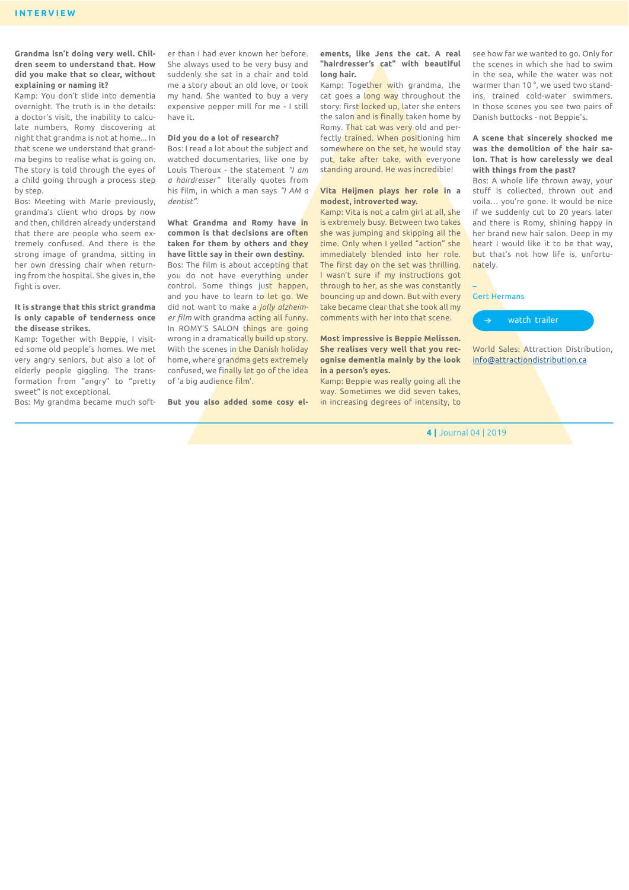**Grandma isn't doing very well. Children seem to understand that. How did you make that so clear, without explaining or naming it?**

Kamp: You don't slide into dementia overnight. The truth is in the details: a doctor's visit, the inability to calculate numbers, Romy discovering at night that grandma is not at home... In that scene we understand that grandma begins to realise what is going on. The story is told through the eyes of a child going through a process step by step.

Bos: Meeting with Marie previously, grandma's client who drops by now and then, children already understand that there are people who seem extremely confused. And there is the strong image of grandma, sitting in her own dressing chair when returning from the hospital. She gives in, the fight is over.

**It is strange that this strict grandma is only capable of tenderness once the disease strikes.**

Kamp: Together with Beppie, I visited some old people's homes. We met very angry seniors, but also a lot of elderly people giggling. The transformation from "angry" to "pretty sweet" is not exceptional.

Bos: My grandma became much softer than I had ever known her before. She always used to be very busy and suddenly she sat in a chair and told me a story about an old love, or took my hand. She wanted to buy a very expensive pepper mill for me - I still have it.

**Did you do a lot of research?**

Bos: I read a lot about the subject and watched documentaries, like one by Louis Theroux - the statement *"I am a hairdresser"* literally quotes from his film, in which a man says *"I AM a dentist"*.

**What Grandma and Romy have in common is that decisions are often taken for them by others and they have little say in their own destiny.**

Bos: The film is about accepting that you do not have everything under control. Some things just happen, and you have to learn to let go. We did not want to make a *jolly alzheimer film* with grandma acting all funny. In ROMY'S SALON things are going wrong in a dramatically build up story. With the scenes in the Danish holiday home, where grandma gets extremely confused, we finally let go of the idea of 'a big audience film'.

**But you also added some cosy elements, like Jens the cat. A real "hairdresser's cat" with beautiful long hair.**

Kamp: Together with grandma, the cat goes a long way throughout the story: first locked up, later she enters the salon and is finally taken home by Romy. That cat was very old and perfectly trained. When positioning him somewhere on the set, he would stay put, take after take, with everyone standing around. He was incredible!

**Vita Heijmen plays her role in a modest, introverted way.**

Kamp: Vita is not a calm girl at all, she is extremely busy. Between two takes she was jumping and skipping all the time. Only when I yelled "action" she immediately blended into her role. The first day on the set was thrilling. I wasn't sure if my instructions got through to her, as she was constantly bouncing up and down. But with every take became clear that she took all my comments with her into that scene.

**Most impressive is Beppie Melissen. She realises very well that you recognise dementia mainly by the look in a person's eyes.**

Kamp: Beppie was really going all the way. Sometimes we did seven takes, in increasing degrees of intensity, to see how far we wanted to go. Only for the scenes in which she had to swim in the sea, while the water was not warmer than 10 °, we used two stand-ins, trained cold-water swimmers. In those scenes you see two pairs of Danish buttocks - not Beppie's.

**A scene that sincerely shocked me was the demolition of the hair salon. That is how carelessly we deal with things from the past?**

Bos: A whole life thrown away, your stuff is collected, thrown out and voila… you're gone. It would be nice if we suddenly cut to 20 years later and there is Romy, shining happy in her brand new hair salon. Deep in my heart I would like it to be that way, but that's not how life is, unfortunately.

–
Gert Hermans

→ watch trailer

World Sales: Attraction Distribution, info@attractiondistribution.ca